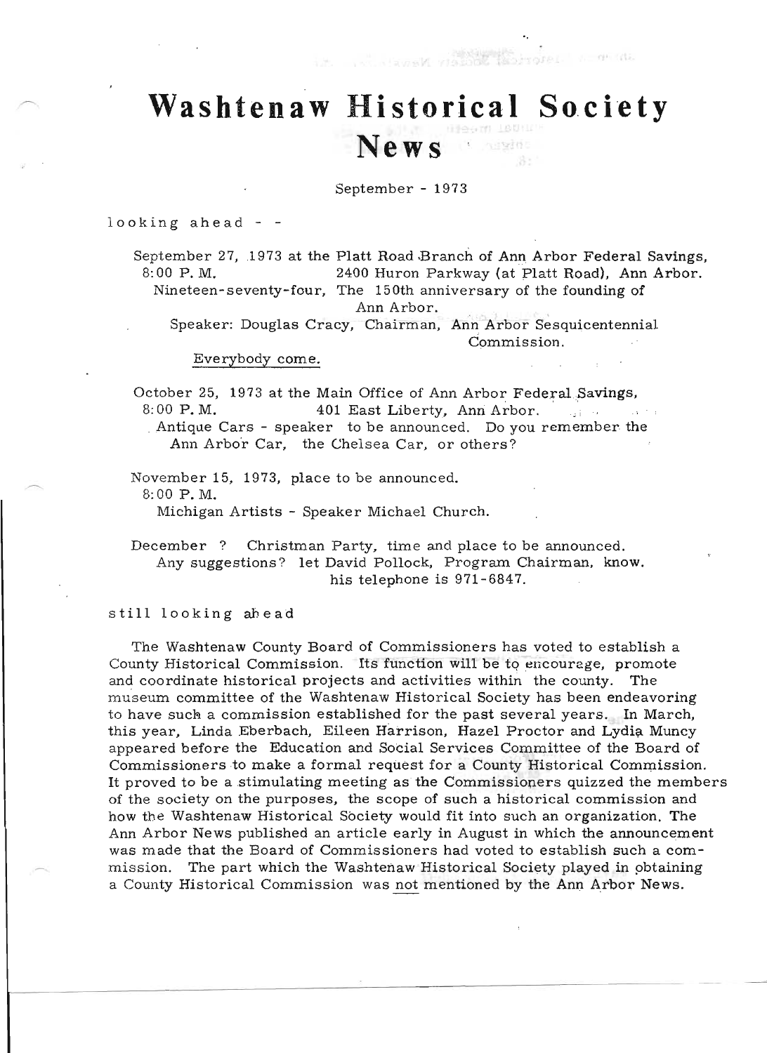# Washtenaw Historical Society News

September - 1973

looking ahead - -

September 27, 1973 at the Platt Road Branch of Ann Arbor Federal Savings,
8:00 P. M. 2400 Huron Parkway (at Platt Road), Ann Arbor.
Nineteen-seventy-four, The 150th anniversary of the founding of Ann Arbor.
Speaker: Douglas Cracy, Chairman, Ann Arbor Sesquicentennial Commission.

Everybody come.

October 25, 1973 at the Main Office of Ann Arbor Federal Savings,
8:00 P. M. 401 East Liberty, Ann Arbor.
Antique Cars - speaker to be announced. Do you remember the Ann Arbor Car, the Chelsea Car, or others?

November 15, 1973, place to be announced.
8:00 P. M.
Michigan Artists - Speaker Michael Church.

December ? Christman Party, time and place to be announced.
Any suggestions? let David Pollock, Program Chairman, know.
his telephone is 971-6847.

still looking ahead

The Washtenaw County Board of Commissioners has voted to establish a County Historical Commission. Its function will be to encourage, promote and coordinate historical projects and activities within the county. The museum committee of the Washtenaw Historical Society has been endeavoring to have such a commission established for the past several years. In March, this year, Linda Eberbach, Eileen Harrison, Hazel Proctor and Lydia Muncy appeared before the Education and Social Services Committee of the Board of Commissioners to make a formal request for a County Historical Commission. It proved to be a stimulating meeting as the Commissioners quizzed the members of the society on the purposes, the scope of such a historical commission and how the Washtenaw Historical Society would fit into such an organization. The Ann Arbor News published an article early in August in which the announcement was made that the Board of Commissioners had voted to establish such a commission. The part which the Washtenaw Historical Society played in obtaining a County Historical Commission was not mentioned by the Ann Arbor News.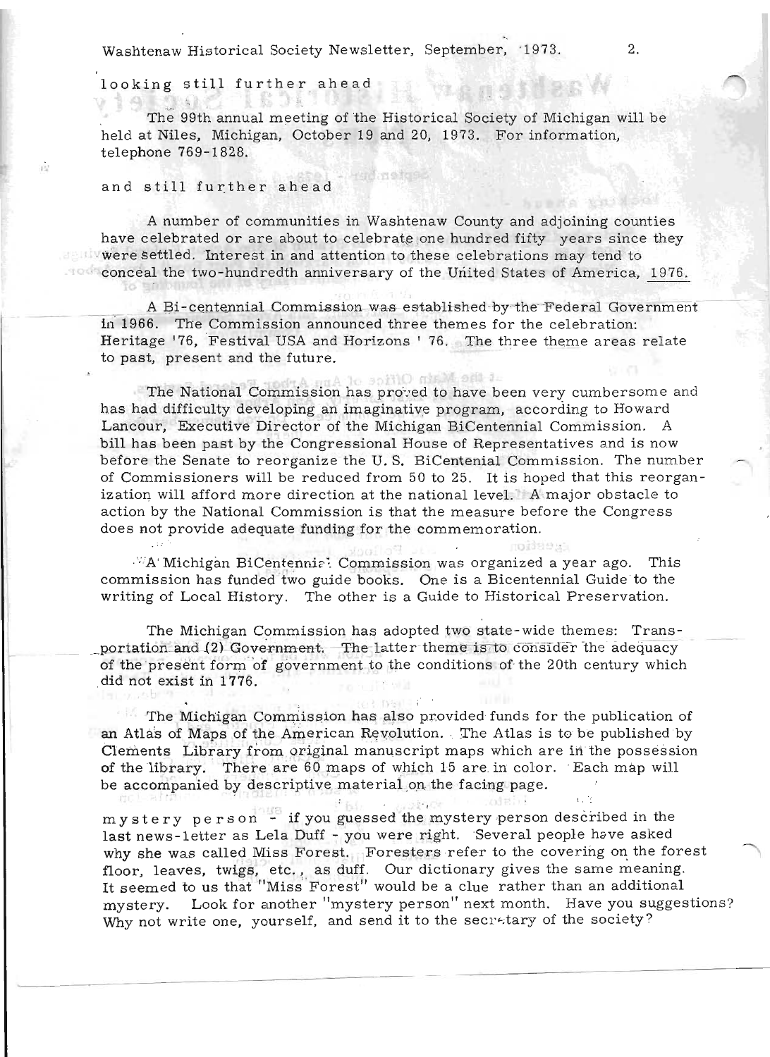looking still further ahead

The 99th annual meeting of the Historical Society of Michigan will be held at Niles, Michigan, October 19 and 20, 1973. For information, telephone 769-1828.

and still further ahead

A number of communities in Washtenaw County and adjoining counties have celebrated or are about to celebrate one hundred fifty years since they were settled. Interest in and attention to these celebrations may tend to conceal the two-hundredth anniversary of the United States of America, 1976.

A Bi-centennial Commission was established by the Federal Government in 1966. The Commission announced three themes for the celebration: Heritage '76, Festival USA and Horizons ' 76. The three theme areas relate to past, present and the future.

The National Commission has proved to have been very cumbersome and has had difficulty developing an imaginative program, according to Howard Lancour, Executive Director of the Michigan BiCentennial Commission. A bill has been past by the Congressional House of Representatives and is now before the Senate to reorganize the U. S. BiCentenial Commission. The number of Commissioners will be reduced from 50 to 25. It is hoped that this reorganization will afford more direction at the national level. A major obstacle to action by the National Commission is that the measure before the Congress does not provide adequate funding for the commemoration.

A Michigan BiCentennial Commission was organized a year ago. This commission has funded two guide books. One is a Bicentennial Guide to the writing of Local History. The other is a Guide to Historical Preservation.

The Michigan Commission has adopted two state-wide themes: Transportation and (2) Government. The latter theme is to consider the adequacy of the present form of government to the conditions of the 20th century which did not exist in 1776.

The Michigan Commission has also provided funds for the publication of an Atlas of Maps of the American Revolution. The Atlas is to be published by Clements Library from original manuscript maps which are in the possession of the library. There are 60 maps of which 15 are in color. Each map will be accompanied by descriptive material on the facing page.

mystery person - if you guessed the mystery person described in the last news-letter as Lela Duff - you were right. Several people have asked why she was called Miss Forest. Foresters refer to the covering on the forest floor, leaves, twigs, etc., as duff. Our dictionary gives the same meaning. It seemed to us that "Miss Forest" would be a clue rather than an additional mystery. Look for another "mystery person" next month. Have you suggestions? Why not write one, yourself, and send it to the secretary of the society?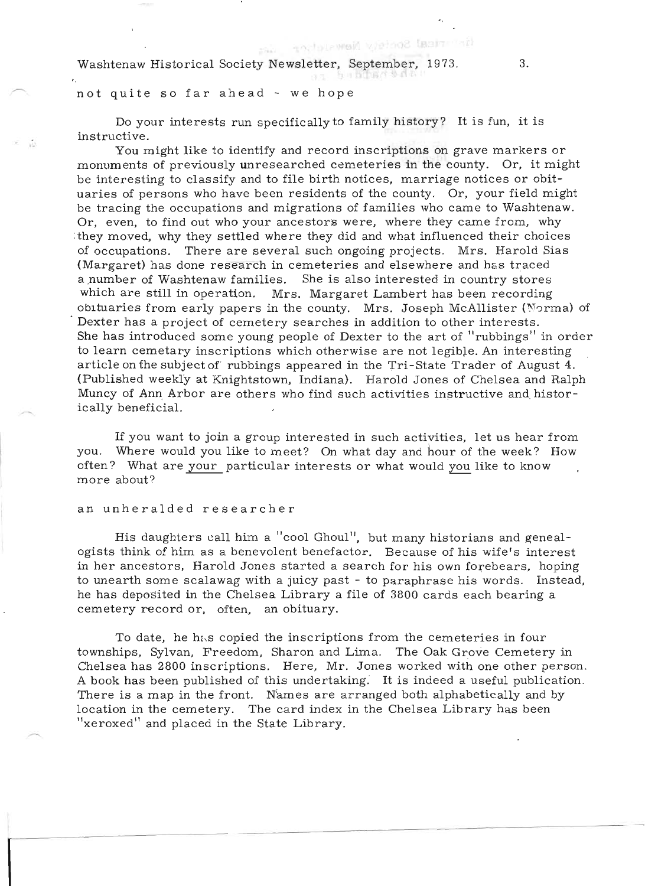## not quite so far ahead - we hope

Do your interests run specifically to family history? It is fun, it is instructive.

You might like to identify and record inscriptions on grave markers or monuments of previously unresearched cemeteries in the county. Or, it might be interesting to classify and to file birth notices, marriage notices or obituaries of persons who have been residents of the county. Or, your field might be tracing the occupations and migrations of families who came to Washtenaw. Or, even, to find out who your ancestors were, where they came from, why they moved, why they settled where they did and what influenced their choices of occupations. There are several such ongoing projects. Mrs. Harold Sias (Margaret) has done research in cemeteries and elsewhere and has traced a number of Washtenaw families. She is also interested in country stores which are still in operation. Mrs. Margaret Lambert has been recording obituaries from early papers in the county. Mrs. Joseph McAllister (Norma) of Dexter has a project of cemetery searches in addition to other interests. She has introduced some young people of Dexter to the art of "rubbings" in order to learn cemetary inscriptions which otherwise are not legible. An interesting article on the subject of rubbings appeared in the Tri-State Trader of August 4. (Published weekly at Knightstown, Indiana). Harold Jones of Chelsea and Ralph Muncy of Ann Arbor are others who find such activities instructive and historically beneficial.

If you want to join a group interested in such activities, let us hear from you. Where would you like to meet? On what day and hour of the week? How often? What are your particular interests or what would you like to know more about?

## an unheralded researcher

His daughters call him a "cool Ghoul", but many historians and genealogists think of him as a benevolent benefactor. Because of his wife's interest in her ancestors, Harold Jones started a search for his own forebears, hoping to unearth some scalawag with a juicy past - to paraphrase his words. Instead, he has deposited in the Chelsea Library a file of 3800 cards each bearing a cemetery record or, often, an obituary.

To date, he has copied the inscriptions from the cemeteries in four townships, Sylvan, Freedom, Sharon and Lima. The Oak Grove Cemetery in Chelsea has 2800 inscriptions. Here, Mr. Jones worked with one other person. A book has been published of this undertaking. It is indeed a useful publication. There is a map in the front. Names are arranged both alphabetically and by location in the cemetery. The card index in the Chelsea Library has been "xeroxed" and placed in the State Library.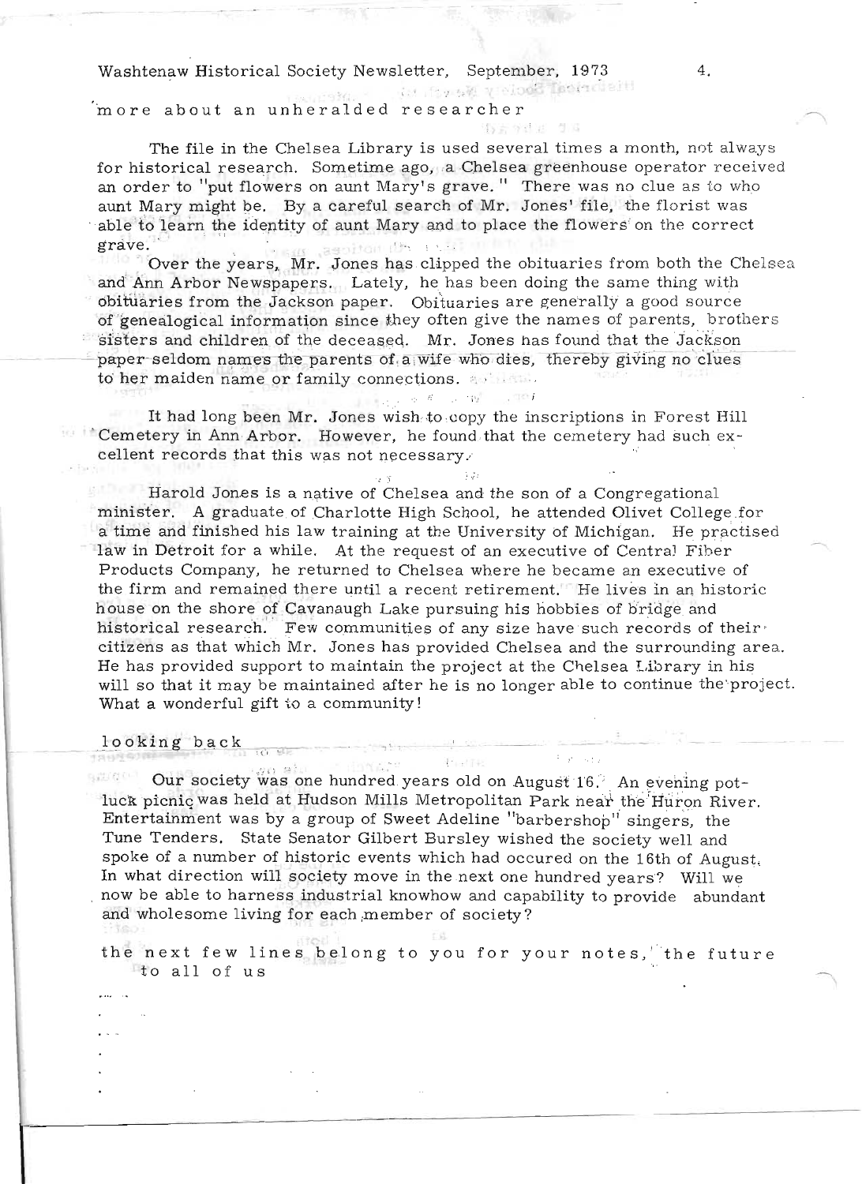## more about an unheralded researcher

The file in the Chelsea Library is used several times a month, not always for historical research. Sometime ago, a Chelsea greenhouse operator received an order to "put flowers on aunt Mary's grave." There was no clue as to who aunt Mary might be. By a careful search of Mr. Jones' file, the florist was able to learn the identity of aunt Mary and to place the flowers on the correct grave.

Over the years, Mr. Jones has clipped the obituaries from both the Chelsea and Ann Arbor Newspapers. Lately, he has been doing the same thing with obituaries from the Jackson paper. Obituaries are generally a good source of genealogical information since they often give the names of parents, brothers sisters and children of the deceased. Mr. Jones has found that the Jackson paper seldom names the parents of a wife who dies, thereby giving no clues to her maiden name or family connections.

It had long been Mr. Jones wish to copy the inscriptions in Forest Hill Cemetery in Ann Arbor. However, he found that the cemetery had such excellent records that this was not necessary.

Harold Jones is a native of Chelsea and the son of a Congregational minister. A graduate of Charlotte High School, he attended Olivet College for a time and finished his law training at the University of Michigan. He practised law in Detroit for a while. At the request of an executive of Central Fiber Products Company, he returned to Chelsea where he became an executive of the firm and remained there until a recent retirement. He lives in an historic house on the shore of Cavanaugh Lake pursuing his hobbies of bridge and historical research. Few communities of any size have such records of their citizens as that which Mr. Jones has provided Chelsea and the surrounding area. He has provided support to maintain the project at the Chelsea Library in his will so that it may be maintained after he is no longer able to continue the project. What a wonderful gift to a community!

## looking back

Our society was one hundred years old on August 16. An evening pot-luck picnic was held at Hudson Mills Metropolitan Park near the Huron River. Entertainment was by a group of Sweet Adeline "barbershop" singers, the Tune Tenders. State Senator Gilbert Bursley wished the society well and spoke of a number of historic events which had occured on the 16th of August. In what direction will society move in the next one hundred years? Will we now be able to harness industrial knowhow and capability to provide abundant and wholesome living for each member of society?

the next few lines belong to you for your notes, the future to all of us